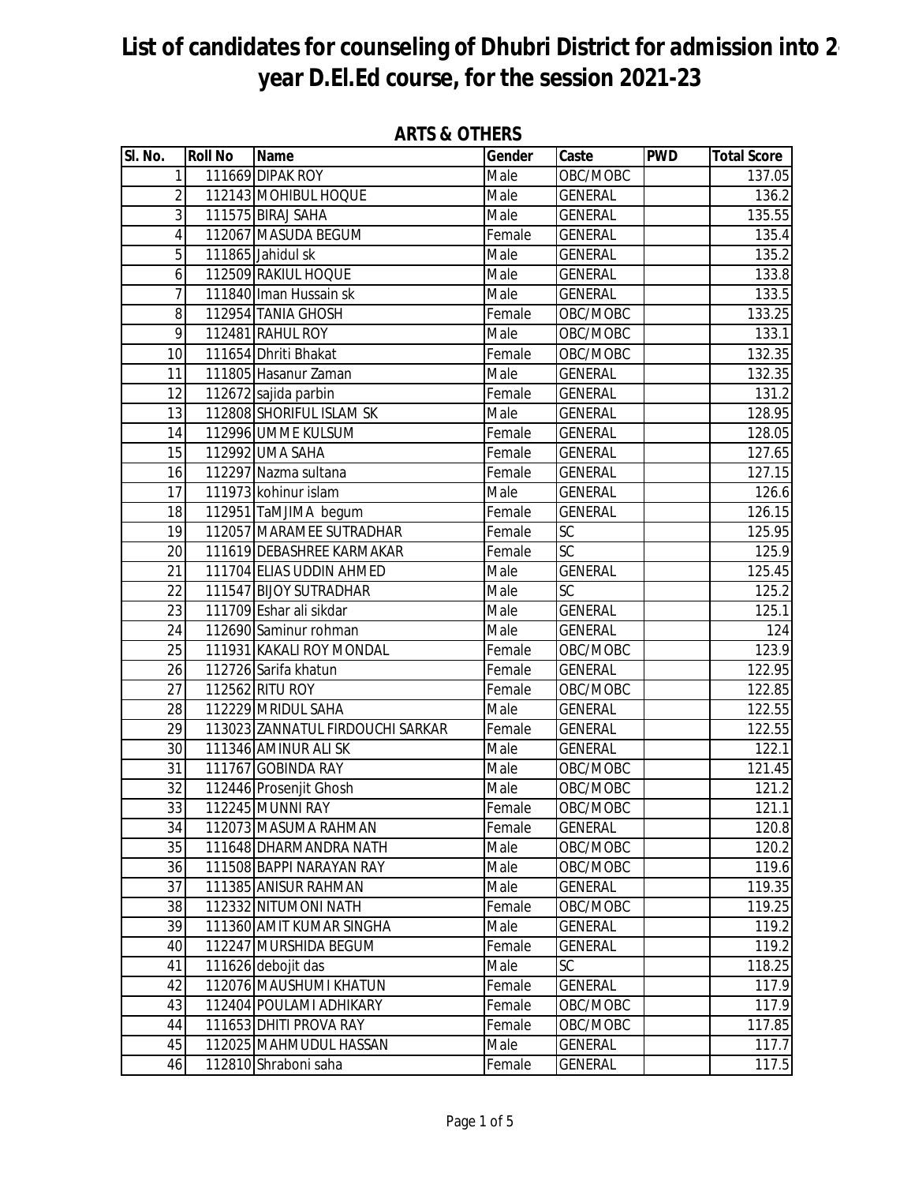# List of candidates for counseling of Dhubri District for admission into 2 year D.El.Ed course, for the session 2021-23

## ARTS & OTHERS

| Sl. No. | Roll No | Name | Gender | Caste | PWD | Total Score |
|---|---|---|---|---|---|---|
| 1 | 111669 | DIPAK ROY | Male | OBC/MOBC | | 137.05 |
| 2 | 112143 | MOHIBUL HOQUE | Male | GENERAL | | 136.2 |
| 3 | 111575 | BIRAJ SAHA | Male | GENERAL | | 135.55 |
| 4 | 112067 | MASUDA BEGUM | Female | GENERAL | | 135.4 |
| 5 | 111865 | Jahidul sk | Male | GENERAL | | 135.2 |
| 6 | 112509 | RAKIUL HOQUE | Male | GENERAL | | 133.8 |
| 7 | 111840 | Iman Hussain sk | Male | GENERAL | | 133.5 |
| 8 | 112954 | TANIA GHOSH | Female | OBC/MOBC | | 133.25 |
| 9 | 112481 | RAHUL ROY | Male | OBC/MOBC | | 133.1 |
| 10 | 111654 | Dhriti Bhakat | Female | OBC/MOBC | | 132.35 |
| 11 | 111805 | Hasanur Zaman | Male | GENERAL | | 132.35 |
| 12 | 112672 | sajida parbin | Female | GENERAL | | 131.2 |
| 13 | 112808 | SHORIFUL ISLAM SK | Male | GENERAL | | 128.95 |
| 14 | 112996 | UMME KULSUM | Female | GENERAL | | 128.05 |
| 15 | 112992 | UMA SAHA | Female | GENERAL | | 127.65 |
| 16 | 112297 | Nazma sultana | Female | GENERAL | | 127.15 |
| 17 | 111973 | kohinur islam | Male | GENERAL | | 126.6 |
| 18 | 112951 | TaMJIMA begum | Female | GENERAL | | 126.15 |
| 19 | 112057 | MARAMEE SUTRADHAR | Female | SC | | 125.95 |
| 20 | 111619 | DEBASHREE KARMAKAR | Female | SC | | 125.9 |
| 21 | 111704 | ELIAS UDDIN AHMED | Male | GENERAL | | 125.45 |
| 22 | 111547 | BIJOY SUTRADHAR | Male | SC | | 125.2 |
| 23 | 111709 | Eshar ali sikdar | Male | GENERAL | | 125.1 |
| 24 | 112690 | Saminur rohman | Male | GENERAL | | 124 |
| 25 | 111931 | KAKALI ROY MONDAL | Female | OBC/MOBC | | 123.9 |
| 26 | 112726 | Sarifa khatun | Female | GENERAL | | 122.95 |
| 27 | 112562 | RITU ROY | Female | OBC/MOBC | | 122.85 |
| 28 | 112229 | MRIDUL SAHA | Male | GENERAL | | 122.55 |
| 29 | 113023 | ZANNATUL FIRDOUCHI SARKAR | Female | GENERAL | | 122.55 |
| 30 | 111346 | AMINUR ALI SK | Male | GENERAL | | 122.1 |
| 31 | 111767 | GOBINDA RAY | Male | OBC/MOBC | | 121.45 |
| 32 | 112446 | Prosenjit Ghosh | Male | OBC/MOBC | | 121.2 |
| 33 | 112245 | MUNNI RAY | Female | OBC/MOBC | | 121.1 |
| 34 | 112073 | MASUMA RAHMAN | Female | GENERAL | | 120.8 |
| 35 | 111648 | DHARMANDRA NATH | Male | OBC/MOBC | | 120.2 |
| 36 | 111508 | BAPPI NARAYAN RAY | Male | OBC/MOBC | | 119.6 |
| 37 | 111385 | ANISUR RAHMAN | Male | GENERAL | | 119.35 |
| 38 | 112332 | NITUMONI NATH | Female | OBC/MOBC | | 119.25 |
| 39 | 111360 | AMIT KUMAR SINGHA | Male | GENERAL | | 119.2 |
| 40 | 112247 | MURSHIDA BEGUM | Female | GENERAL | | 119.2 |
| 41 | 111626 | debojit das | Male | SC | | 118.25 |
| 42 | 112076 | MAUSHUMI KHATUN | Female | GENERAL | | 117.9 |
| 43 | 112404 | POULAMI ADHIKARY | Female | OBC/MOBC | | 117.9 |
| 44 | 111653 | DHITI PROVA RAY | Female | OBC/MOBC | | 117.85 |
| 45 | 112025 | MAHMUDUL HASSAN | Male | GENERAL | | 117.7 |
| 46 | 112810 | Shraboni saha | Female | GENERAL | | 117.5 |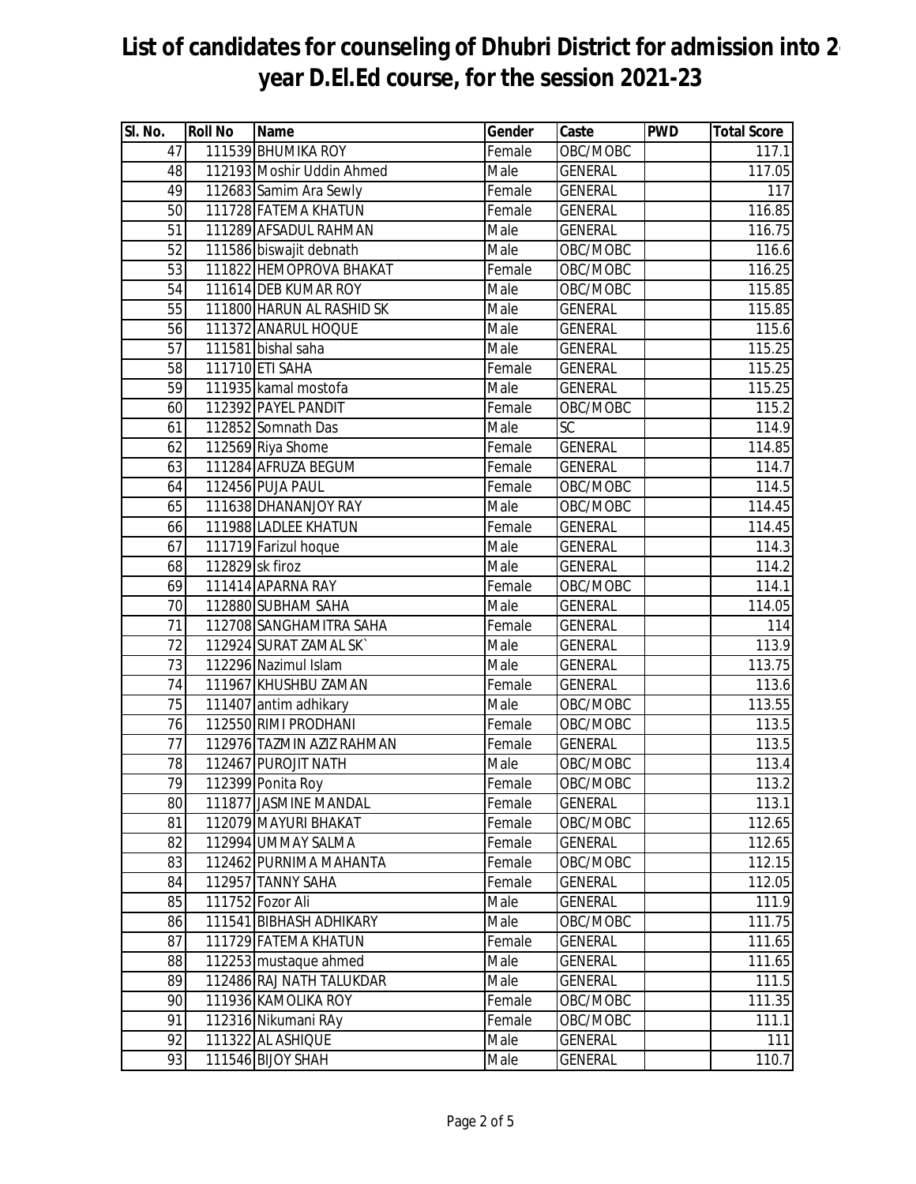# List of candidates for counseling of Dhubri District for admission into 2 year D.El.Ed course, for the session 2021-23

| Sl. No. | Roll No | Name | Gender | Caste | PWD | Total Score |
|---|---|---|---|---|---|---|
| 47 | 111539 | BHUMIKA ROY | Female | OBC/MOBC | | 117.1 |
| 48 | 112193 | Moshir Uddin Ahmed | Male | GENERAL | | 117.05 |
| 49 | 112683 | Samim Ara Sewly | Female | GENERAL | | 117 |
| 50 | 111728 | FATEMA KHATUN | Female | GENERAL | | 116.85 |
| 51 | 111289 | AFSADUL RAHMAN | Male | GENERAL | | 116.75 |
| 52 | 111586 | biswajit debnath | Male | OBC/MOBC | | 116.6 |
| 53 | 111822 | HEMOPROVA BHAKAT | Female | OBC/MOBC | | 116.25 |
| 54 | 111614 | DEB KUMAR ROY | Male | OBC/MOBC | | 115.85 |
| 55 | 111800 | HARUN AL RASHID SK | Male | GENERAL | | 115.85 |
| 56 | 111372 | ANARUL HOQUE | Male | GENERAL | | 115.6 |
| 57 | 111581 | bishal saha | Male | GENERAL | | 115.25 |
| 58 | 111710 | ETI SAHA | Female | GENERAL | | 115.25 |
| 59 | 111935 | kamal mostofa | Male | GENERAL | | 115.25 |
| 60 | 112392 | PAYEL PANDIT | Female | OBC/MOBC | | 115.2 |
| 61 | 112852 | Somnath Das | Male | SC | | 114.9 |
| 62 | 112569 | Riya Shome | Female | GENERAL | | 114.85 |
| 63 | 111284 | AFRUZA BEGUM | Female | GENERAL | | 114.7 |
| 64 | 112456 | PUJA PAUL | Female | OBC/MOBC | | 114.5 |
| 65 | 111638 | DHANANJOY RAY | Male | OBC/MOBC | | 114.45 |
| 66 | 111988 | LADLEE KHATUN | Female | GENERAL | | 114.45 |
| 67 | 111719 | Farizul hoque | Male | GENERAL | | 114.3 |
| 68 | 112829 | sk firoz | Male | GENERAL | | 114.2 |
| 69 | 111414 | APARNA RAY | Female | OBC/MOBC | | 114.1 |
| 70 | 112880 | SUBHAM SAHA | Male | GENERAL | | 114.05 |
| 71 | 112708 | SANGHAMITRA SAHA | Female | GENERAL | | 114 |
| 72 | 112924 | SURAT ZAMAL SK` | Male | GENERAL | | 113.9 |
| 73 | 112296 | Nazimul Islam | Male | GENERAL | | 113.75 |
| 74 | 111967 | KHUSHBU ZAMAN | Female | GENERAL | | 113.6 |
| 75 | 111407 | antim adhikary | Male | OBC/MOBC | | 113.55 |
| 76 | 112550 | RIMI PRODHANI | Female | OBC/MOBC | | 113.5 |
| 77 | 112976 | TAZMIN AZIZ RAHMAN | Female | GENERAL | | 113.5 |
| 78 | 112467 | PUROJIT NATH | Male | OBC/MOBC | | 113.4 |
| 79 | 112399 | Ponita Roy | Female | OBC/MOBC | | 113.2 |
| 80 | 111877 | JASMINE MANDAL | Female | GENERAL | | 113.1 |
| 81 | 112079 | MAYURI BHAKAT | Female | OBC/MOBC | | 112.65 |
| 82 | 112994 | UMMAY SALMA | Female | GENERAL | | 112.65 |
| 83 | 112462 | PURNIMA MAHANTA | Female | OBC/MOBC | | 112.15 |
| 84 | 112957 | TANNY SAHA | Female | GENERAL | | 112.05 |
| 85 | 111752 | Fozor Ali | Male | GENERAL | | 111.9 |
| 86 | 111541 | BIBHASH ADHIKARY | Male | OBC/MOBC | | 111.75 |
| 87 | 111729 | FATEMA KHATUN | Female | GENERAL | | 111.65 |
| 88 | 112253 | mustaque ahmed | Male | GENERAL | | 111.65 |
| 89 | 112486 | RAJ NATH TALUKDAR | Male | GENERAL | | 111.5 |
| 90 | 111936 | KAMOLIKA ROY | Female | OBC/MOBC | | 111.35 |
| 91 | 112316 | Nikumani RAy | Female | OBC/MOBC | | 111.1 |
| 92 | 111322 | AL ASHIQUE | Male | GENERAL | | 111 |
| 93 | 111546 | BIJOY SHAH | Male | GENERAL | | 110.7 |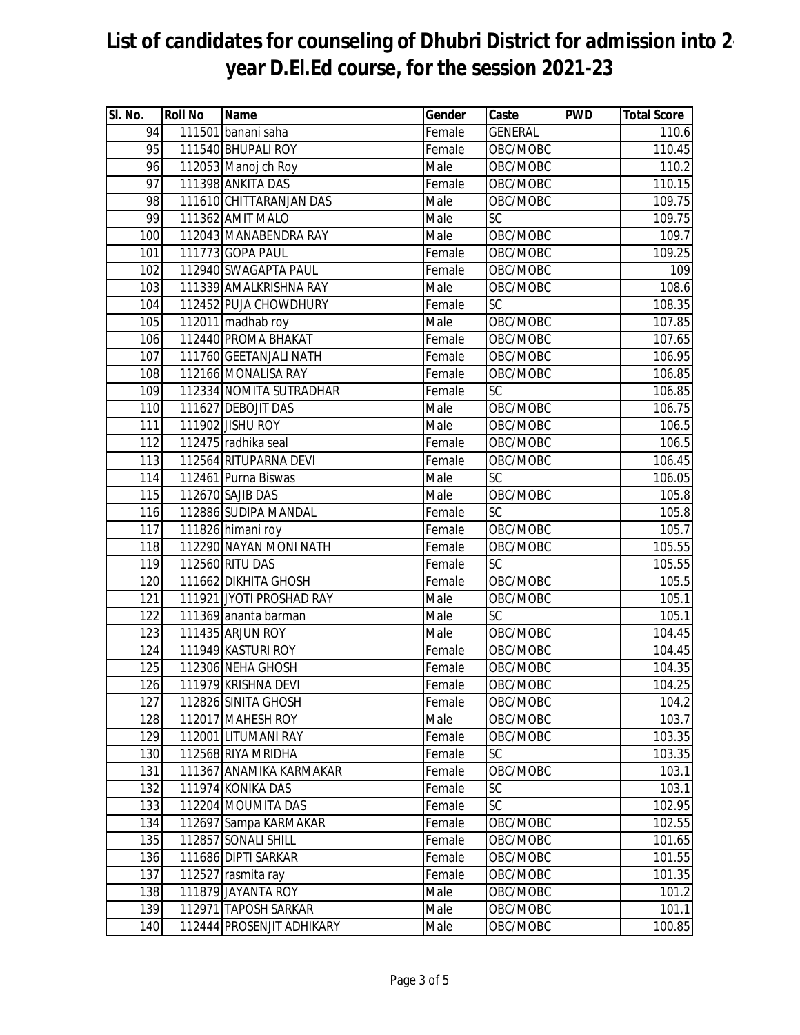# List of candidates for counseling of Dhubri District for admission into 2 year D.El.Ed course, for the session 2021-23

| Sl. No. | Roll No | Name | Gender | Caste | PWD | Total Score |
|---|---|---|---|---|---|---|
| 94 | 111501 | banani saha | Female | GENERAL | | 110.6 |
| 95 | 111540 | BHUPALI ROY | Female | OBC/MOBC | | 110.45 |
| 96 | 112053 | Manoj ch Roy | Male | OBC/MOBC | | 110.2 |
| 97 | 111398 | ANKITA DAS | Female | OBC/MOBC | | 110.15 |
| 98 | 111610 | CHITTARANJAN DAS | Male | OBC/MOBC | | 109.75 |
| 99 | 111362 | AMIT MALO | Male | SC | | 109.75 |
| 100 | 112043 | MANABENDRA RAY | Male | OBC/MOBC | | 109.7 |
| 101 | 111773 | GOPA PAUL | Female | OBC/MOBC | | 109.25 |
| 102 | 112940 | SWAGAPTA PAUL | Female | OBC/MOBC | | 109 |
| 103 | 111339 | AMALKRISHNA RAY | Male | OBC/MOBC | | 108.6 |
| 104 | 112452 | PUJA CHOWDHURY | Female | SC | | 108.35 |
| 105 | 112011 | madhab roy | Male | OBC/MOBC | | 107.85 |
| 106 | 112440 | PROMA BHAKAT | Female | OBC/MOBC | | 107.65 |
| 107 | 111760 | GEETANJALI NATH | Female | OBC/MOBC | | 106.95 |
| 108 | 112166 | MONALISA RAY | Female | OBC/MOBC | | 106.85 |
| 109 | 112334 | NOMITA SUTRADHAR | Female | SC | | 106.85 |
| 110 | 111627 | DEBOJIT DAS | Male | OBC/MOBC | | 106.75 |
| 111 | 111902 | JISHU ROY | Male | OBC/MOBC | | 106.5 |
| 112 | 112475 | radhika seal | Female | OBC/MOBC | | 106.5 |
| 113 | 112564 | RITUPARNA DEVI | Female | OBC/MOBC | | 106.45 |
| 114 | 112461 | Purna Biswas | Male | SC | | 106.05 |
| 115 | 112670 | SAJIB DAS | Male | OBC/MOBC | | 105.8 |
| 116 | 112886 | SUDIPA MANDAL | Female | SC | | 105.8 |
| 117 | 111826 | himani roy | Female | OBC/MOBC | | 105.7 |
| 118 | 112290 | NAYAN MONI NATH | Female | OBC/MOBC | | 105.55 |
| 119 | 112560 | RITU DAS | Female | SC | | 105.55 |
| 120 | 111662 | DIKHITA GHOSH | Female | OBC/MOBC | | 105.5 |
| 121 | 111921 | JYOTI PROSHAD RAY | Male | OBC/MOBC | | 105.1 |
| 122 | 111369 | ananta barman | Male | SC | | 105.1 |
| 123 | 111435 | ARJUN ROY | Male | OBC/MOBC | | 104.45 |
| 124 | 111949 | KASTURI ROY | Female | OBC/MOBC | | 104.45 |
| 125 | 112306 | NEHA GHOSH | Female | OBC/MOBC | | 104.35 |
| 126 | 111979 | KRISHNA DEVI | Female | OBC/MOBC | | 104.25 |
| 127 | 112826 | SINITA GHOSH | Female | OBC/MOBC | | 104.2 |
| 128 | 112017 | MAHESH ROY | Male | OBC/MOBC | | 103.7 |
| 129 | 112001 | LITUMANI RAY | Female | OBC/MOBC | | 103.35 |
| 130 | 112568 | RIYA MRIDHA | Female | SC | | 103.35 |
| 131 | 111367 | ANAMIKA KARMAKAR | Female | OBC/MOBC | | 103.1 |
| 132 | 111974 | KONIKA DAS | Female | SC | | 103.1 |
| 133 | 112204 | MOUMITA DAS | Female | SC | | 102.95 |
| 134 | 112697 | Sampa KARMAKAR | Female | OBC/MOBC | | 102.55 |
| 135 | 112857 | SONALI SHILL | Female | OBC/MOBC | | 101.65 |
| 136 | 111686 | DIPTI SARKAR | Female | OBC/MOBC | | 101.55 |
| 137 | 112527 | rasmita ray | Female | OBC/MOBC | | 101.35 |
| 138 | 111879 | JAYANTA ROY | Male | OBC/MOBC | | 101.2 |
| 139 | 112971 | TAPOSH SARKAR | Male | OBC/MOBC | | 101.1 |
| 140 | 112444 | PROSENJIT ADHIKARY | Male | OBC/MOBC | | 100.85 |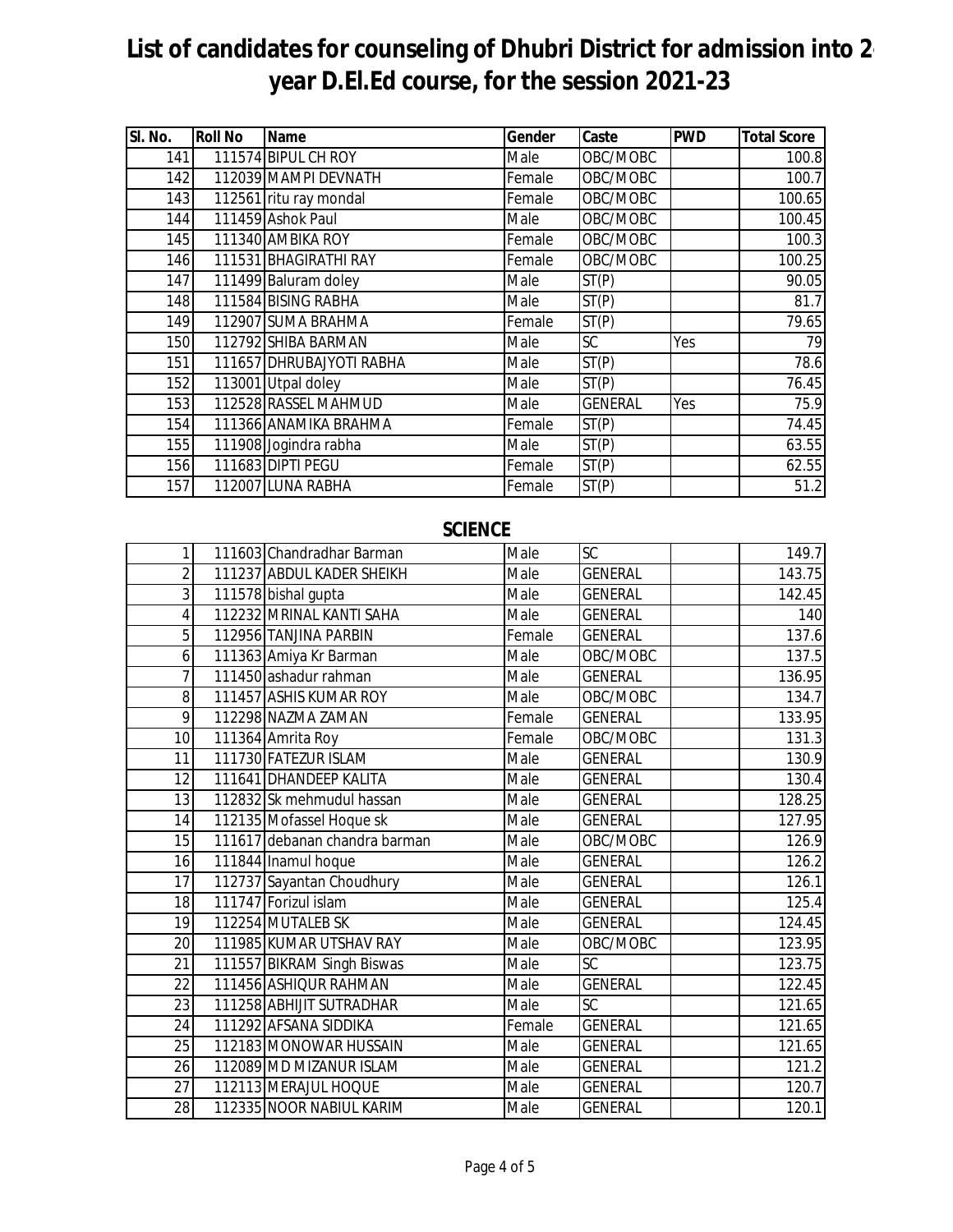# List of candidates for counseling of Dhubri District for admission into 2 year D.El.Ed course, for the session 2021-23

| Sl. No. | Roll No | Name | Gender | Caste | PWD | Total Score |
|---|---|---|---|---|---|---|
| 141 | 111574 | BIPUL CH ROY | Male | OBC/MOBC | | 100.8 |
| 142 | 112039 | MAMPI DEVNATH | Female | OBC/MOBC | | 100.7 |
| 143 | 112561 | ritu ray mondal | Female | OBC/MOBC | | 100.65 |
| 144 | 111459 | Ashok Paul | Male | OBC/MOBC | | 100.45 |
| 145 | 111340 | AMBIKA ROY | Female | OBC/MOBC | | 100.3 |
| 146 | 111531 | BHAGIRATHI RAY | Female | OBC/MOBC | | 100.25 |
| 147 | 111499 | Baluram doley | Male | ST(P) | | 90.05 |
| 148 | 111584 | BISING RABHA | Male | ST(P) | | 81.7 |
| 149 | 112907 | SUMA BRAHMA | Female | ST(P) | | 79.65 |
| 150 | 112792 | SHIBA BARMAN | Male | SC | Yes | 79 |
| 151 | 111657 | DHRUBAJYOTI RABHA | Male | ST(P) | | 78.6 |
| 152 | 113001 | Utpal doley | Male | ST(P) | | 76.45 |
| 153 | 112528 | RASSEL MAHMUD | Male | GENERAL | Yes | 75.9 |
| 154 | 111366 | ANAMIKA BRAHMA | Female | ST(P) | | 74.45 |
| 155 | 111908 | Jogindra rabha | Male | ST(P) | | 63.55 |
| 156 | 111683 | DIPTI PEGU | Female | ST(P) | | 62.55 |
| 157 | 112007 | LUNA RABHA | Female | ST(P) | | 51.2 |

## SCIENCE

| Sl. No. | Roll No | Name | Gender | Caste | PWD | Total Score |
|---|---|---|---|---|---|---|
| 1 | 111603 | Chandradhar Barman | Male | SC | | 149.7 |
| 2 | 111237 | ABDUL KADER SHEIKH | Male | GENERAL | | 143.75 |
| 3 | 111578 | bishal gupta | Male | GENERAL | | 142.45 |
| 4 | 112232 | MRINAL KANTI SAHA | Male | GENERAL | | 140 |
| 5 | 112956 | TANJINA PARBIN | Female | GENERAL | | 137.6 |
| 6 | 111363 | Amiya Kr Barman | Male | OBC/MOBC | | 137.5 |
| 7 | 111450 | ashadur rahman | Male | GENERAL | | 136.95 |
| 8 | 111457 | ASHIS KUMAR ROY | Male | OBC/MOBC | | 134.7 |
| 9 | 112298 | NAZMA ZAMAN | Female | GENERAL | | 133.95 |
| 10 | 111364 | Amrita Roy | Female | OBC/MOBC | | 131.3 |
| 11 | 111730 | FATEZUR ISLAM | Male | GENERAL | | 130.9 |
| 12 | 111641 | DHANDEEP KALITA | Male | GENERAL | | 130.4 |
| 13 | 112832 | Sk mehmudul hassan | Male | GENERAL | | 128.25 |
| 14 | 112135 | Mofassel Hoque sk | Male | GENERAL | | 127.95 |
| 15 | 111617 | debanan chandra barman | Male | OBC/MOBC | | 126.9 |
| 16 | 111844 | Inamul hoque | Male | GENERAL | | 126.2 |
| 17 | 112737 | Sayantan Choudhury | Male | GENERAL | | 126.1 |
| 18 | 111747 | Forizul islam | Male | GENERAL | | 125.4 |
| 19 | 112254 | MUTALEB SK | Male | GENERAL | | 124.45 |
| 20 | 111985 | KUMAR UTSHAV RAY | Male | OBC/MOBC | | 123.95 |
| 21 | 111557 | BIKRAM Singh Biswas | Male | SC | | 123.75 |
| 22 | 111456 | ASHIQUR RAHMAN | Male | GENERAL | | 122.45 |
| 23 | 111258 | ABHIJIT SUTRADHAR | Male | SC | | 121.65 |
| 24 | 111292 | AFSANA SIDDIKA | Female | GENERAL | | 121.65 |
| 25 | 112183 | MONOWAR HUSSAIN | Male | GENERAL | | 121.65 |
| 26 | 112089 | MD MIZANUR ISLAM | Male | GENERAL | | 121.2 |
| 27 | 112113 | MERAJUL HOQUE | Male | GENERAL | | 120.7 |
| 28 | 112335 | NOOR NABIUL KARIM | Male | GENERAL | | 120.1 |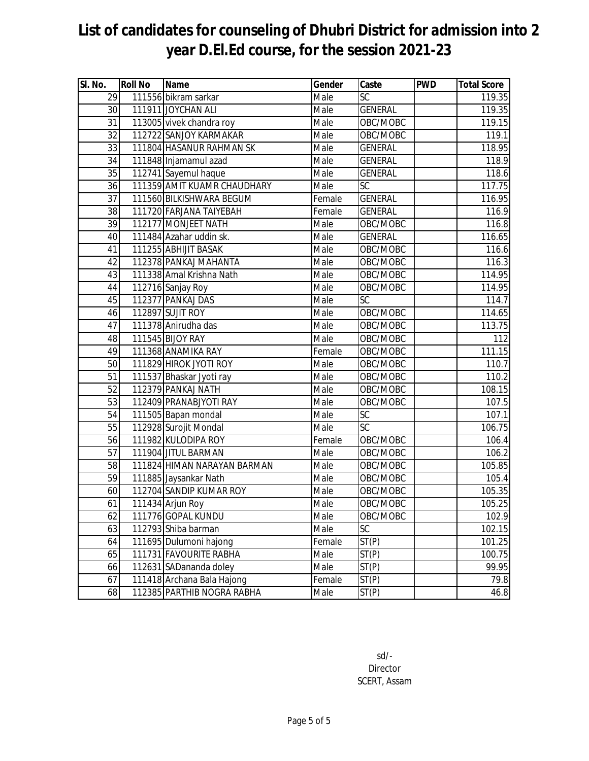# List of candidates for counseling of Dhubri District for admission into 2 year D.El.Ed course, for the session 2021-23

| Sl. No. | Roll No | Name | Gender | Caste | PWD | Total Score |
|---|---|---|---|---|---|---|
| 29 | 111556 | bikram sarkar | Male | SC | | 119.35 |
| 30 | 111911 | JOYCHAN ALI | Male | GENERAL | | 119.35 |
| 31 | 113005 | vivek chandra roy | Male | OBC/MOBC | | 119.15 |
| 32 | 112722 | SANJOY KARMAKAR | Male | OBC/MOBC | | 119.1 |
| 33 | 111804 | HASANUR RAHMAN SK | Male | GENERAL | | 118.95 |
| 34 | 111848 | Injamamul azad | Male | GENERAL | | 118.9 |
| 35 | 112741 | Sayemul haque | Male | GENERAL | | 118.6 |
| 36 | 111359 | AMIT KUAMR CHAUDHARY | Male | SC | | 117.75 |
| 37 | 111560 | BILKISHWARA BEGUM | Female | GENERAL | | 116.95 |
| 38 | 111720 | FARJANA TAIYEBAH | Female | GENERAL | | 116.9 |
| 39 | 112177 | MONJEET NATH | Male | OBC/MOBC | | 116.8 |
| 40 | 111484 | Azahar uddin sk. | Male | GENERAL | | 116.65 |
| 41 | 111255 | ABHIJIT BASAK | Male | OBC/MOBC | | 116.6 |
| 42 | 112378 | PANKAJ MAHANTA | Male | OBC/MOBC | | 116.3 |
| 43 | 111338 | Amal Krishna Nath | Male | OBC/MOBC | | 114.95 |
| 44 | 112716 | Sanjay Roy | Male | OBC/MOBC | | 114.95 |
| 45 | 112377 | PANKAJ DAS | Male | SC | | 114.7 |
| 46 | 112897 | SUJIT ROY | Male | OBC/MOBC | | 114.65 |
| 47 | 111378 | Anirudha das | Male | OBC/MOBC | | 113.75 |
| 48 | 111545 | BIJOY RAY | Male | OBC/MOBC | | 112 |
| 49 | 111368 | ANAMIKA RAY | Female | OBC/MOBC | | 111.15 |
| 50 | 111829 | HIROK JYOTI ROY | Male | OBC/MOBC | | 110.7 |
| 51 | 111537 | Bhaskar Jyoti ray | Male | OBC/MOBC | | 110.2 |
| 52 | 112379 | PANKAJ NATH | Male | OBC/MOBC | | 108.15 |
| 53 | 112409 | PRANABJYOTI RAY | Male | OBC/MOBC | | 107.5 |
| 54 | 111505 | Bapan mondal | Male | SC | | 107.1 |
| 55 | 112928 | Surojit Mondal | Male | SC | | 106.75 |
| 56 | 111982 | KULODIPA ROY | Female | OBC/MOBC | | 106.4 |
| 57 | 111904 | JITUL BARMAN | Male | OBC/MOBC | | 106.2 |
| 58 | 111824 | HIMAN NARAYAN BARMAN | Male | OBC/MOBC | | 105.85 |
| 59 | 111885 | Jaysankar Nath | Male | OBC/MOBC | | 105.4 |
| 60 | 112704 | SANDIP KUMAR ROY | Male | OBC/MOBC | | 105.35 |
| 61 | 111434 | Arjun Roy | Male | OBC/MOBC | | 105.25 |
| 62 | 111776 | GOPAL KUNDU | Male | OBC/MOBC | | 102.9 |
| 63 | 112793 | Shiba barman | Male | SC | | 102.15 |
| 64 | 111695 | Dulumoni hajong | Female | ST(P) | | 101.25 |
| 65 | 111731 | FAVOURITE RABHA | Male | ST(P) | | 100.75 |
| 66 | 112631 | SADananda doley | Male | ST(P) | | 99.95 |
| 67 | 111418 | Archana Bala Hajong | Female | ST(P) | | 79.8 |
| 68 | 112385 | PARTHIB NOGRA RABHA | Male | ST(P) | | 46.8 |

sd/-
Director
SCERT, Assam